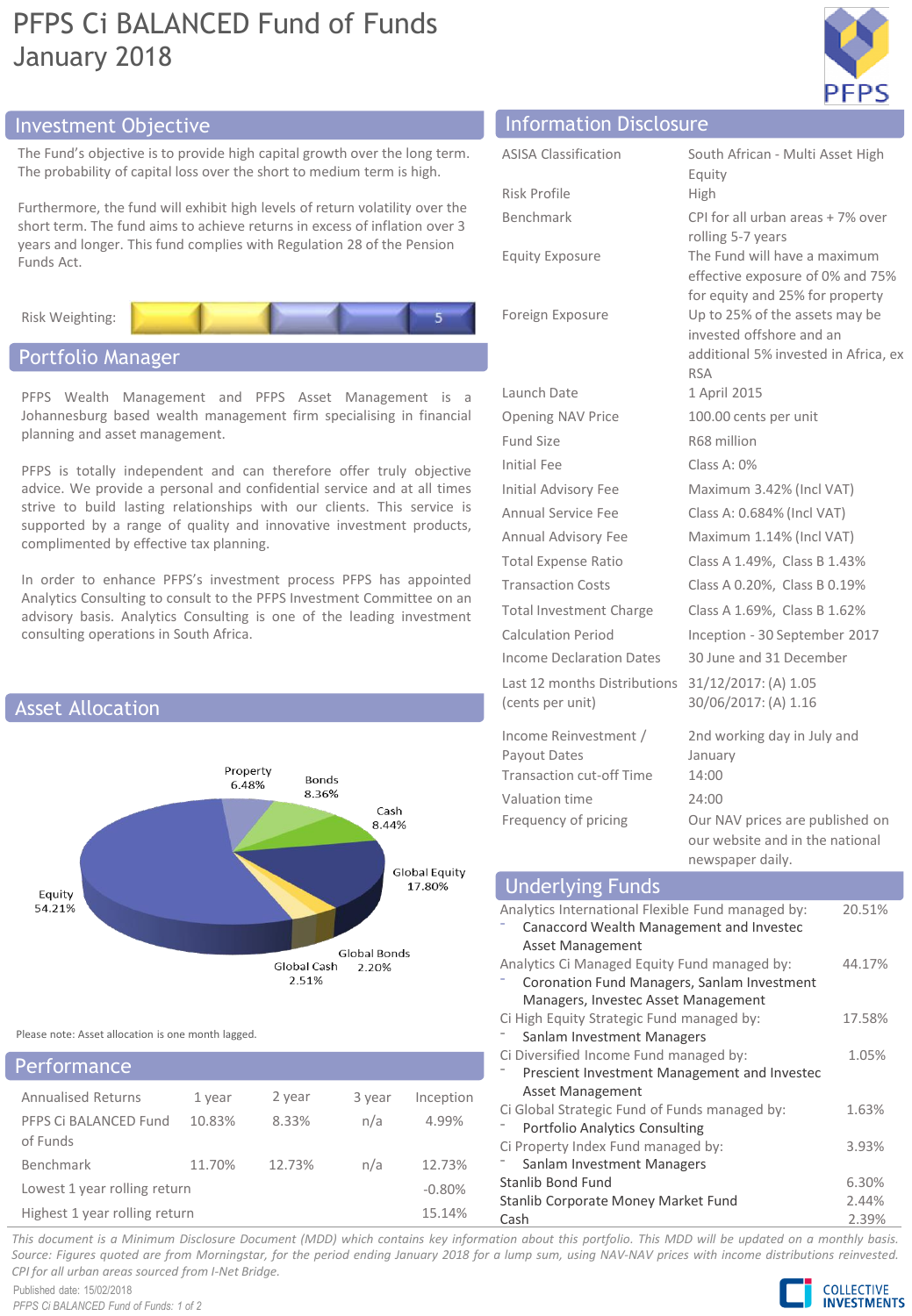# PFPS Ci BALANCED Fund of Funds
January 2018

## Investment Objective

The Fund's objective is to provide high capital growth over the long term. The probability of capital loss over the short to medium term is high.

Furthermore, the fund will exhibit high levels of return volatility over the short term. The fund aims to achieve returns in excess of inflation over 3 years and longer. This fund complies with Regulation 28 of the Pension Funds Act.

Risk Weighting: 5

## Portfolio Manager

PFPS Wealth Management and PFPS Asset Management is a Johannesburg based wealth management firm specialising in financial planning and asset management.

PFPS is totally independent and can therefore offer truly objective advice. We provide a personal and confidential service and at all times strive to build lasting relationships with our clients. This service is supported by a range of quality and innovative investment products, complimented by effective tax planning.

In order to enhance PFPS's investment process PFPS has appointed Analytics Consulting to consult to the PFPS Investment Committee on an advisory basis. Analytics Consulting is one of the leading investment consulting operations in South Africa.

## Asset Allocation

Property 6.48%
Bonds 8.36%
Cash 8.44%
Global Equity 17.80%
Global Bonds 2.20%
Global Cash 2.51%
Equity 54.21%

Please note: Asset allocation is one month lagged.

## Performance

| Annualised Returns | 1 year | 2 year | 3 year | Inception |
|---|---|---|---|---|
| PFPS Ci BALANCED Fund of Funds | 10.83% | 8.33% | n/a | 4.99% |
| Benchmark | 11.70% | 12.73% | n/a | 12.73% |
| Lowest 1 year rolling return | | | | -0.80% |
| Highest 1 year rolling return | | | | 15.14% |

## Information Disclosure

| | |
|---|---|
| ASISA Classification | South African - Multi Asset High Equity |
| Risk Profile | High |
| Benchmark | CPI for all urban areas + 7% over rolling 5-7 years |
| Equity Exposure | The Fund will have a maximum effective exposure of 0% and 75% for equity and 25% for property |
| Foreign Exposure | Up to 25% of the assets may be invested offshore and an additional 5% invested in Africa, ex RSA |
| Launch Date | 1 April 2015 |
| Opening NAV Price | 100.00 cents per unit |
| Fund Size | R68 million |
| Initial Fee | Class A: 0% |
| Initial Advisory Fee | Maximum 3.42% (Incl VAT) |
| Annual Service Fee | Class A: 0.684% (Incl VAT) |
| Annual Advisory Fee | Maximum 1.14% (Incl VAT) |
| Total Expense Ratio | Class A 1.49%, Class B 1.43% |
| Transaction Costs | Class A 0.20%, Class B 0.19% |
| Total Investment Charge | Class A 1.69%, Class B 1.62% |
| Calculation Period | Inception - 30 September 2017 |
| Income Declaration Dates | 30 June and 31 December |
| Last 12 months Distributions (cents per unit) | 31/12/2017: (A) 1.05<br>30/06/2017: (A) 1.16 |
| Income Reinvestment / Payout Dates | 2nd working day in July and January |
| Transaction cut-off Time | 14:00 |
| Valuation time | 24:00 |
| Frequency of pricing | Our NAV prices are published on our website and in the national newspaper daily. |

## Underlying Funds

| | |
|---|---|
| Analytics International Flexible Fund managed by:<br>- Canaccord Wealth Management and Investec Asset Management | 20.51% |
| Analytics Ci Managed Equity Fund managed by:<br>- Coronation Fund Managers, Sanlam Investment Managers, Investec Asset Management | 44.17% |
| Ci High Equity Strategic Fund managed by:<br>- Sanlam Investment Managers | 17.58% |
| Ci Diversified Income Fund managed by:<br>- Prescient Investment Management and Investec Asset Management | 1.05% |
| Ci Global Strategic Fund of Funds managed by:<br>- Portfolio Analytics Consulting | 1.63% |
| Ci Property Index Fund managed by:<br>- Sanlam Investment Managers | 3.93% |
| Stanlib Bond Fund | 6.30% |
| Stanlib Corporate Money Market Fund | 2.44% |
| Cash | 2.39% |

*This document is a Minimum Disclosure Document (MDD) which contains key information about this portfolio. This MDD will be updated on a monthly basis. Source: Figures quoted are from Morningstar, for the period ending January 2018 for a lump sum, using NAV-NAV prices with income distributions reinvested. CPI for all urban areas sourced from I-Net Bridge.*

Published date: 15/02/2018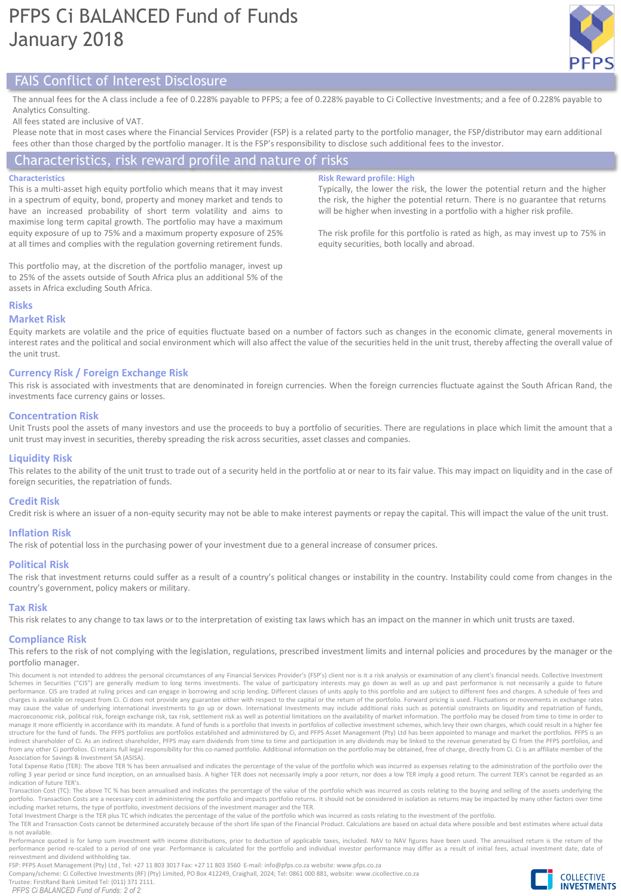# PFPS Ci BALANCED Fund of Funds
# January 2018

## FAIS Conflict of Interest Disclosure

The annual fees for the A class include a fee of 0.228% payable to PFPS; a fee of 0.228% payable to Ci Collective Investments; and a fee of 0.228% payable to Analytics Consulting.

All fees stated are inclusive of VAT.

Please note that in most cases where the Financial Services Provider (FSP) is a related party to the portfolio manager, the FSP/distributor may earn additional fees other than those charged by the portfolio manager. It is the FSP's responsibility to disclose such additional fees to the investor.

## Characteristics, risk reward profile and nature of risks

### Characteristics

This is a multi-asset high equity portfolio which means that it may invest in a spectrum of equity, bond, property and money market and tends to have an increased probability of short term volatility and aims to maximise long term capital growth. The portfolio may have a maximum equity exposure of up to 75% and a maximum property exposure of 25% at all times and complies with the regulation governing retirement funds.

This portfolio may, at the discretion of the portfolio manager, invest up to 25% of the assets outside of South Africa plus an additional 5% of the assets in Africa excluding South Africa.

### Risk Reward profile: High

Typically, the lower the risk, the lower the potential return and the higher the risk, the higher the potential return. There is no guarantee that returns will be higher when investing in a portfolio with a higher risk profile.

The risk profile for this portfolio is rated as high, as may invest up to 75% in equity securities, both locally and abroad.

### Risks

### Market Risk

Equity markets are volatile and the price of equities fluctuate based on a number of factors such as changes in the economic climate, general movements in interest rates and the political and social environment which will also affect the value of the securities held in the unit trust, thereby affecting the overall value of the unit trust.

### Currency Risk / Foreign Exchange Risk

This risk is associated with investments that are denominated in foreign currencies. When the foreign currencies fluctuate against the South African Rand, the investments face currency gains or losses.

### Concentration Risk

Unit Trusts pool the assets of many investors and use the proceeds to buy a portfolio of securities. There are regulations in place which limit the amount that a unit trust may invest in securities, thereby spreading the risk across securities, asset classes and companies.

### Liquidity Risk

This relates to the ability of the unit trust to trade out of a security held in the portfolio at or near to its fair value. This may impact on liquidity and in the case of foreign securities, the repatriation of funds.

### Credit Risk

Credit risk is where an issuer of a non-equity security may not be able to make interest payments or repay the capital. This will impact the value of the unit trust.

### Inflation Risk

The risk of potential loss in the purchasing power of your investment due to a general increase of consumer prices.

### Political Risk

The risk that investment returns could suffer as a result of a country's political changes or instability in the country. Instability could come from changes in the country's government, policy makers or military.

### Tax Risk

This risk relates to any change to tax laws or to the interpretation of existing tax laws which has an impact on the manner in which unit trusts are taxed.

### Compliance Risk

This refers to the risk of not complying with the legislation, regulations, prescribed investment limits and internal policies and procedures by the manager or the portfolio manager.

This document is not intended to address the personal circumstances of any Financial Services Provider's (FSP's) client nor is it a risk analysis or examination of any client's financial needs. Collective Investment Schemes in Securities ("CIS") are generally medium to long terms investments. The value of participatory interests may go down as well as up and past performance is not necessarily a guide to future performance. CIS are traded at ruling prices and can engage in borrowing and scrip lending. Different classes of units apply to this portfolio and are subject to different fees and charges. A schedule of fees and charges is available on request from Ci. Ci does not provide any guarantee either with respect to the capital or the return of the portfolio. Forward pricing is used. Fluctuations or movements in exchange rates may cause the value of underlying international investments to go up or down. International Investments may include additional risks such as potential constraints on liquidity and repatriation of funds, macroeconomic risk, political risk, foreign exchange risk, tax risk, settlement risk as well as potential limitations on the availability of market information. The portfolio may be closed from time to time in order to manage it more efficiently in accordance with its mandate. A fund of funds is a portfolio that invests in portfolios of collective investment schemes, which levy their own charges, which could result in a higher fee structure for the fund of funds. The PFPS portfolios are portfolios established and administered by Ci, and PFPS Asset Management (Pty) Ltd has been appointed to manage and market the portfolios. PFPS is an indirect shareholder of Ci. As an indirect shareholder, PFPS may earn dividends from time to time and participation in any dividends may be linked to the revenue generated by Ci from the PFPS portfolios, and from any other Ci portfolios. Ci retains full legal responsibility for this co-named portfolio. Additional information on the portfolio may be obtained, free of charge, directly from Ci. Ci is an affiliate member of the Association for Savings & Investment SA (ASISA).

Total Expense Ratio (TER): The above TER % has been annualised and indicates the percentage of the value of the portfolio which was incurred as expenses relating to the administration of the portfolio over the rolling 3 year period or since fund inception, on an annualised basis. A higher TER does not necessarily imply a poor return, nor does a low TER imply a good return. The current TER's cannot be regarded as an indication of future TER's.

Transaction Cost (TC): The above TC % has been annualised and indicates the percentage of the value of the portfolio which was incurred as costs relating to the buying and selling of the assets underlying the portfolio. Transaction Costs are a necessary cost in administering the portfolio and impacts portfolio returns. It should not be considered in isolation as returns may be impacted by many other factors over time including market returns, the type of portfolio, investment decisions of the investment manager and the TER.

Total Investment Charge is the TER plus TC which indicates the percentage of the value of the portfolio which was incurred as costs relating to the investment of the portfolio.

The TER and Transaction Costs cannot be determined accurately because of the short life span of the Financial Product. Calculations are based on actual data where possible and best estimates where actual data is not available.

Performance quoted is for lump sum investment with income distributions, prior to deduction of applicable taxes, included. NAV to NAV figures have been used. The annualised return is the return of the performance period re-scaled to a period of one year. Performance is calculated for the portfolio and individual investor performance may differ as a result of initial fees, actual investment date, date of reinvestment and dividend withholding tax.

FSP: PFPS Asset Management (Pty) Ltd , Tel: +27 11 803 3017 Fax: +27 11 803 3560 E-mail: info@pfps.co.za website: www.pfps.co.za

Company/scheme: Ci Collective Investments (RF) (Pty) Limited, PO Box 412249, Craighall, 2024; Tel: 0861 000 881, website: www.cicollective.co.za

Trustee: FirstRand Bank Limited Tel: (011) 371 2111.